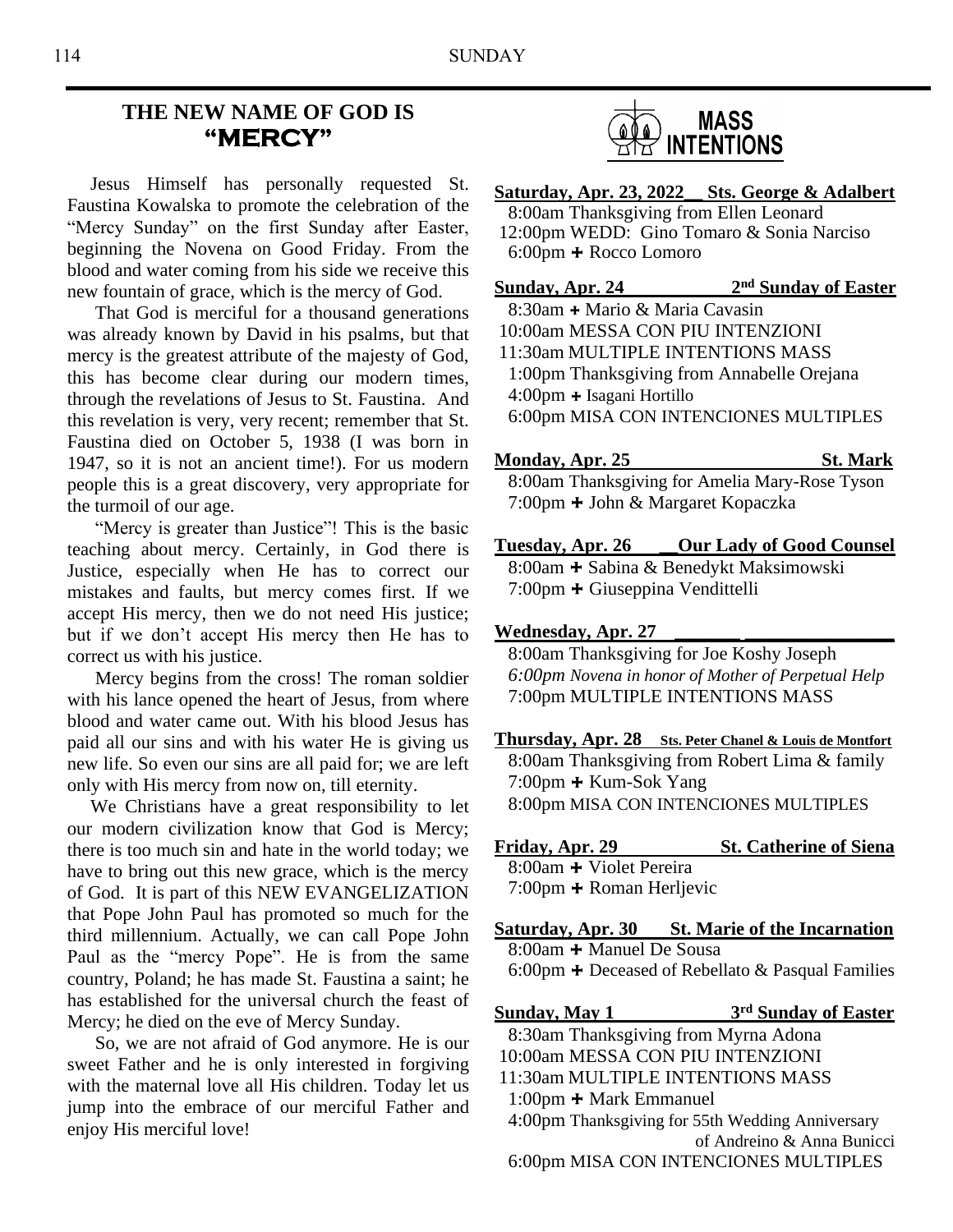# THE NEW NAME OF GOD IS "MERCY"

Jesus Himself has personally requested St. Faustina Kowalska to promote the celebration of the "Mercy Sunday" on the first Sunday after Easter, beginning the Novena on Good Friday. From the blood and water coming from his side we receive this new fountain of grace, which is the mercy of God.

That God is merciful for a thousand generations was already known by David in his psalms, but that mercy is the greatest attribute of the majesty of God, this has become clear during our modern times, through the revelations of Jesus to St. Faustina. And this revelation is very, very recent; remember that St. Faustina died on October 5, 1938 (I was born in 1947, so it is not an ancient time!). For us modern people this is a great discovery, very appropriate for the turmoil of our age.

"Mercy is greater than Justice"! This is the basic teaching about mercy. Certainly, in God there is Justice, especially when He has to correct our mistakes and faults, but mercy comes first. If we accept His mercy, then we do not need His justice; but if we don't accept His mercy then He has to correct us with his justice.

Mercy begins from the cross! The roman soldier with his lance opened the heart of Jesus, from where blood and water came out. With his blood Jesus has paid all our sins and with his water He is giving us new life. So even our sins are all paid for; we are left only with His mercy from now on, till eternity.

We Christians have a great responsibility to let our modern civilization know that God is Mercy; there is too much sin and hate in the world today; we have to bring out this new grace, which is the mercy of God. It is part of this NEW EVANGELIZATION that Pope John Paul has promoted so much for the third millennium. Actually, we can call Pope John Paul as the "mercy Pope". He is from the same country, Poland; he has made St. Faustina a saint; he has established for the universal church the feast of Mercy; he died on the eve of Mercy Sunday.

So, we are not afraid of God anymore. He is our sweet Father and he is only interested in forgiving with the maternal love all His children. Today let us jump into the embrace of our merciful Father and enjoy His merciful love!

# MASS INTENTIONS

**Saturday, Apr. 23, 2022 — Sts. George & Adalbert**
8:00am Thanksgiving from Ellen Leonard
12:00pm WEDD: Gino Tomaro & Sonia Narciso
6:00pm ✚ Rocco Lomoro

**Sunday, Apr. 24 — 2nd Sunday of Easter**
8:30am ✚ Mario & Maria Cavasin
10:00am MESSA CON PIU INTENZIONI
11:30am MULTIPLE INTENTIONS MASS
1:00pm Thanksgiving from Annabelle Orejana
4:00pm ✚ Isagani Hortillo
6:00pm MISA CON INTENCIONES MULTIPLES

**Monday, Apr. 25 — St. Mark**
8:00am Thanksgiving for Amelia Mary-Rose Tyson
7:00pm ✚ John & Margaret Kopaczka

**Tuesday, Apr. 26 — Our Lady of Good Counsel**
8:00am ✚ Sabina & Benedykt Maksimowski
7:00pm ✚ Giuseppina Vendittelli

**Wednesday, Apr. 27**
8:00am Thanksgiving for Joe Koshy Joseph
*6:00pm Novena in honor of Mother of Perpetual Help*
7:00pm MULTIPLE INTENTIONS MASS

**Thursday, Apr. 28 — Sts. Peter Chanel & Louis de Montfort**
8:00am Thanksgiving from Robert Lima & family
7:00pm ✚ Kum-Sok Yang
8:00pm MISA CON INTENCIONES MULTIPLES

**Friday, Apr. 29 — St. Catherine of Siena**
8:00am ✚ Violet Pereira
7:00pm ✚ Roman Herljevic

**Saturday, Apr. 30 — St. Marie of the Incarnation**
8:00am ✚ Manuel De Sousa
6:00pm ✚ Deceased of Rebellato & Pasqual Families

**Sunday, May 1 — 3rd Sunday of Easter**
8:30am Thanksgiving from Myrna Adona
10:00am MESSA CON PIU INTENZIONI
11:30am MULTIPLE INTENTIONS MASS
1:00pm ✚ Mark Emmanuel
4:00pm Thanksgiving for 55th Wedding Anniversary of Andreino & Anna Bunicci
6:00pm MISA CON INTENCIONES MULTIPLES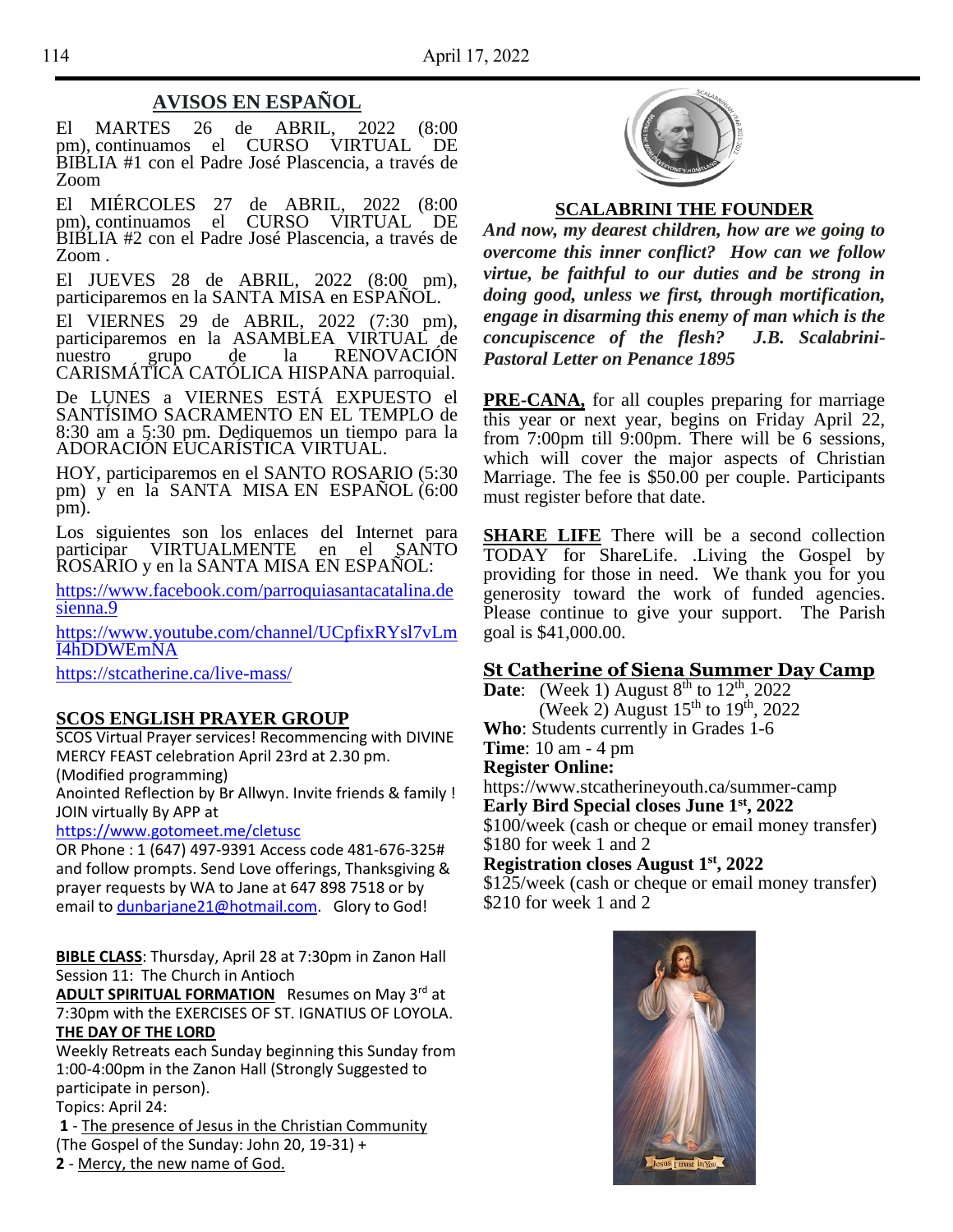## AVISOS EN ESPAÑOL

El MARTES 26 de ABRIL, 2022 (8:00 pm), continuamos el CURSO VIRTUAL DE BIBLIA #1 con el Padre José Plascencia, a través de Zoom

El MIÉRCOLES 27 de ABRIL, 2022 (8:00 pm), continuamos el CURSO VIRTUAL DE BIBLIA #2 con el Padre José Plascencia, a través de Zoom .

El JUEVES 28 de ABRIL, 2022 (8:00 pm), participaremos en la SANTA MISA en ESPAÑOL.

El VIERNES 29 de ABRIL, 2022 (7:30 pm), participaremos en la ASAMBLEA VIRTUAL de nuestro grupo de la RENOVACIÓN CARISMÁTICA CATÓLICA HISPANA parroquial.

De LUNES a VIERNES ESTÁ EXPUESTO el SANTÍSIMO SACRAMENTO EN EL TEMPLO de 8:30 am a 5:30 pm. Dediquemos un tiempo para la ADORACIÓN EUCARÍSTICA VIRTUAL.

HOY, participaremos en el SANTO ROSARIO (5:30 pm) y en la SANTA MISA EN ESPAÑOL (6:00 pm).

Los siguientes son los enlaces del Internet para participar VIRTUALMENTE en el SANTO ROSARIO y en la SANTA MISA EN ESPAÑOL:

https://www.facebook.com/parroquiasantacatalina.desienna.9

https://www.youtube.com/channel/UCpfixRYsl7vLmI4hDDWEmNA

https://stcatherine.ca/live-mass/

## SCOS ENGLISH PRAYER GROUP

SCOS Virtual Prayer services! Recommencing with DIVINE MERCY FEAST celebration April 23rd at 2.30 pm. (Modified programming)
Anointed Reflection by Br Allwyn. Invite friends & family ! JOIN virtually By APP at
https://www.gotomeet.me/cletusc
OR Phone : 1 (647) 497-9391 Access code 481-676-325# and follow prompts. Send Love offerings, Thanksgiving & prayer requests by WA to Jane at 647 898 7518 or by email to dunbarjane21@hotmail.com. Glory to God!

**BIBLE CLASS**: Thursday, April 28 at 7:30pm in Zanon Hall
Session 11: The Church in Antioch

**ADULT SPIRITUAL FORMATION** Resumes on May 3rd at 7:30pm with the EXERCISES OF ST. IGNATIUS OF LOYOLA.

**THE DAY OF THE LORD**

Weekly Retreats each Sunday beginning this Sunday from 1:00-4:00pm in the Zanon Hall (Strongly Suggested to participate in person).
Topics: April 24:
**1** - The presence of Jesus in the Christian Community (The Gospel of the Sunday: John 20, 19-31) +
**2** - Mercy, the new name of God.

## SCALABRINI THE FOUNDER

***And now, my dearest children, how are we going to overcome this inner conflict? How can we follow virtue, be faithful to our duties and be strong in doing good, unless we first, through mortification, engage in disarming this enemy of man which is the concupiscence of the flesh? J.B. Scalabrini- Pastoral Letter on Penance 1895***

**PRE-CANA,** for all couples preparing for marriage this year or next year, begins on Friday April 22, from 7:00pm till 9:00pm. There will be 6 sessions, which will cover the major aspects of Christian Marriage. The fee is $50.00 per couple. Participants must register before that date.

**SHARE LIFE** There will be a second collection TODAY for ShareLife. .Living the Gospel by providing for those in need. We thank you for you generosity toward the work of funded agencies. Please continue to give your support. The Parish goal is $41,000.00.

## St Catherine of Siena Summer Day Camp

**Date**: (Week 1) August 8th to 12th, 2022
(Week 2) August 15th to 19th, 2022
**Who**: Students currently in Grades 1-6
**Time**: 10 am - 4 pm
**Register Online:**
https://www.stcatherineyouth.ca/summer-camp
**Early Bird Special closes June 1st, 2022**
$100/week (cash or cheque or email money transfer)
$180 for week 1 and 2
**Registration closes August 1st, 2022**
$125/week (cash or cheque or email money transfer)
$210 for week 1 and 2